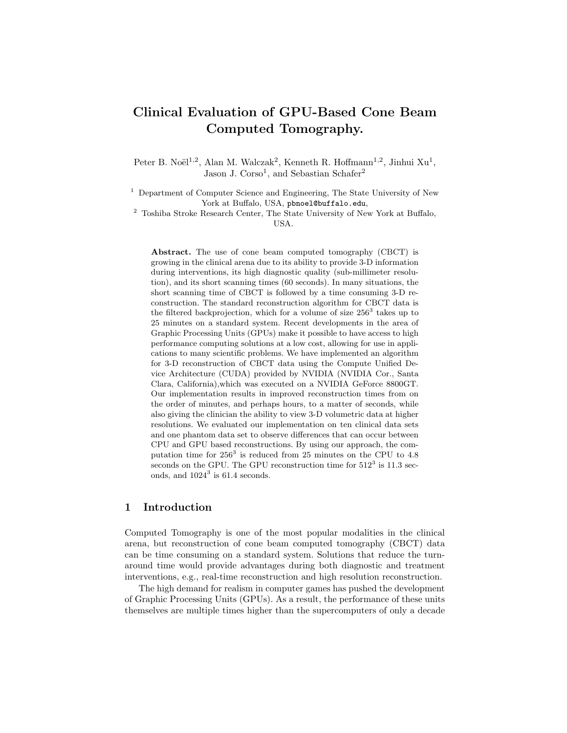# Clinical Evaluation of GPU-Based Cone Beam Computed Tomography.

Peter B. Noël[1,2], Alan M. Walczak[2], Kenneth R. Hoffmann[1,2], Jinhui Xu[1], Jason J. Corso[1], and Sebastian Schafer[2]

[1] Department of Computer Science and Engineering, The State University of New York at Buffalo, USA, pbnoel@buffalo.edu,

[2] Toshiba Stroke Research Center, The State University of New York at Buffalo, USA.

**Abstract.** The use of cone beam computed tomography (CBCT) is growing in the clinical arena due to its ability to provide 3-D information during interventions, its high diagnostic quality (sub-millimeter resolution), and its short scanning times (60 seconds). In many situations, the short scanning time of CBCT is followed by a time consuming 3-D reconstruction. The standard reconstruction algorithm for CBCT data is the filtered backprojection, which for a volume of size $256^3$ takes up to 25 minutes on a standard system. Recent developments in the area of Graphic Processing Units (GPUs) make it possible to have access to high performance computing solutions at a low cost, allowing for use in applications to many scientific problems. We have implemented an algorithm for 3-D reconstruction of CBCT data using the Compute Unified Device Architecture (CUDA) provided by NVIDIA (NVIDIA Cor., Santa Clara, California),which was executed on a NVIDIA GeForce 8800GT. Our implementation results in improved reconstruction times from on the order of minutes, and perhaps hours, to a matter of seconds, while also giving the clinician the ability to view 3-D volumetric data at higher resolutions. We evaluated our implementation on ten clinical data sets and one phantom data set to observe differences that can occur between CPU and GPU based reconstructions. By using our approach, the computation time for $256^3$ is reduced from 25 minutes on the CPU to 4.8 seconds on the GPU. The GPU reconstruction time for $512^3$ is 11.3 seconds, and $1024^3$ is 61.4 seconds.

## 1 Introduction

Computed Tomography is one of the most popular modalities in the clinical arena, but reconstruction of cone beam computed tomography (CBCT) data can be time consuming on a standard system. Solutions that reduce the turn-around time would provide advantages during both diagnostic and treatment interventions, e.g., real-time reconstruction and high resolution reconstruction.

The high demand for realism in computer games has pushed the development of Graphic Processing Units (GPUs). As a result, the performance of these units themselves are multiple times higher than the supercomputers of only a decade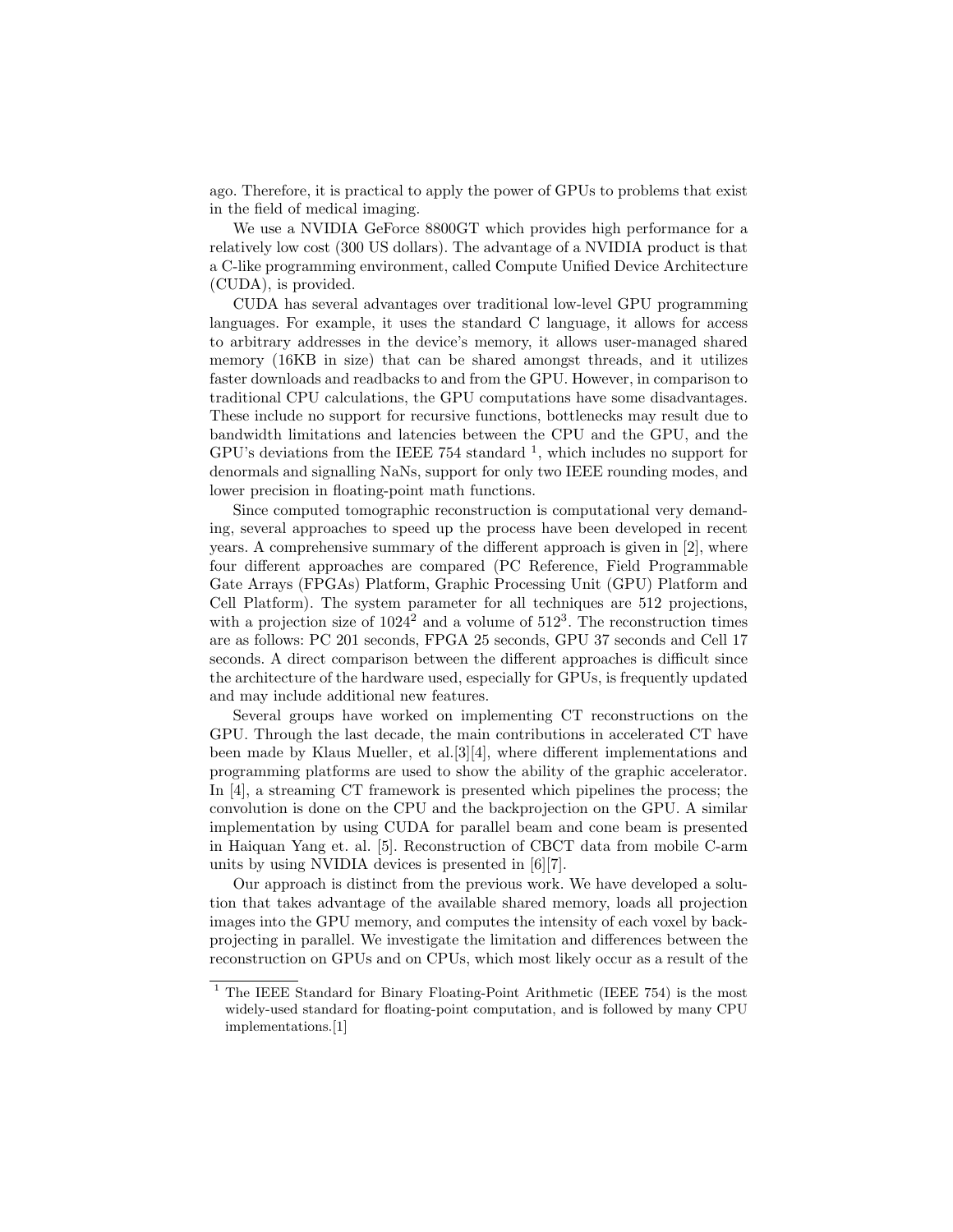ago. Therefore, it is practical to apply the power of GPUs to problems that exist in the field of medical imaging.

We use a NVIDIA GeForce 8800GT which provides high performance for a relatively low cost (300 US dollars). The advantage of a NVIDIA product is that a C-like programming environment, called Compute Unified Device Architecture (CUDA), is provided.

CUDA has several advantages over traditional low-level GPU programming languages. For example, it uses the standard C language, it allows for access to arbitrary addresses in the device's memory, it allows user-managed shared memory (16KB in size) that can be shared amongst threads, and it utilizes faster downloads and readbacks to and from the GPU. However, in comparison to traditional CPU calculations, the GPU computations have some disadvantages. These include no support for recursive functions, bottlenecks may result due to bandwidth limitations and latencies between the CPU and the GPU, and the GPU's deviations from the IEEE 754 standard [1], which includes no support for denormals and signalling NaNs, support for only two IEEE rounding modes, and lower precision in floating-point math functions.

Since computed tomographic reconstruction is computational very demanding, several approaches to speed up the process have been developed in recent years. A comprehensive summary of the different approach is given in [2], where four different approaches are compared (PC Reference, Field Programmable Gate Arrays (FPGAs) Platform, Graphic Processing Unit (GPU) Platform and Cell Platform). The system parameter for all techniques are 512 projections, with a projection size of $1024^2$ and a volume of $512^3$. The reconstruction times are as follows: PC 201 seconds, FPGA 25 seconds, GPU 37 seconds and Cell 17 seconds. A direct comparison between the different approaches is difficult since the architecture of the hardware used, especially for GPUs, is frequently updated and may include additional new features.

Several groups have worked on implementing CT reconstructions on the GPU. Through the last decade, the main contributions in accelerated CT have been made by Klaus Mueller, et al.[3][4], where different implementations and programming platforms are used to show the ability of the graphic accelerator. In [4], a streaming CT framework is presented which pipelines the process; the convolution is done on the CPU and the backprojection on the GPU. A similar implementation by using CUDA for parallel beam and cone beam is presented in Haiquan Yang et. al. [5]. Reconstruction of CBCT data from mobile C-arm units by using NVIDIA devices is presented in [6][7].

Our approach is distinct from the previous work. We have developed a solution that takes advantage of the available shared memory, loads all projection images into the GPU memory, and computes the intensity of each voxel by backprojecting in parallel. We investigate the limitation and differences between the reconstruction on GPUs and on CPUs, which most likely occur as a result of the

[1] The IEEE Standard for Binary Floating-Point Arithmetic (IEEE 754) is the most widely-used standard for floating-point computation, and is followed by many CPU implementations.[1]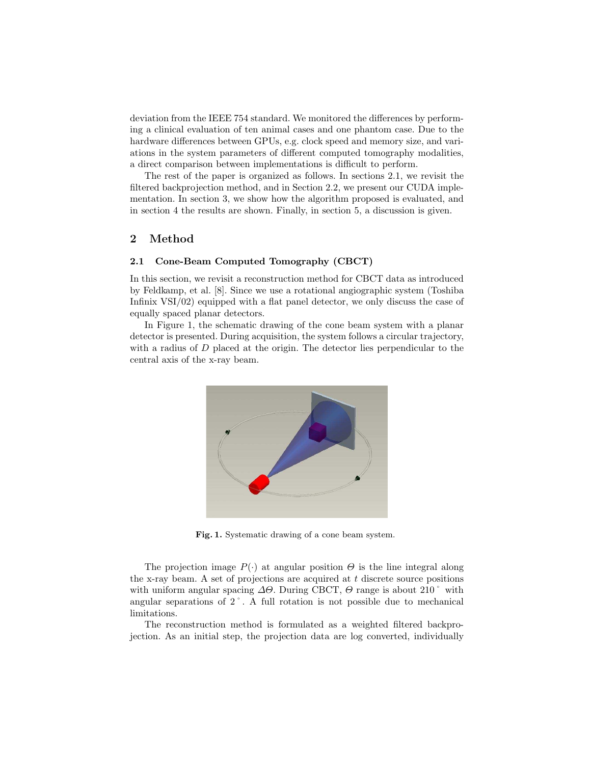deviation from the IEEE 754 standard. We monitored the differences by performing a clinical evaluation of ten animal cases and one phantom case. Due to the hardware differences between GPUs, e.g. clock speed and memory size, and variations in the system parameters of different computed tomography modalities, a direct comparison between implementations is difficult to perform.

The rest of the paper is organized as follows. In sections 2.1, we revisit the filtered backprojection method, and in Section 2.2, we present our CUDA implementation. In section 3, we show how the algorithm proposed is evaluated, and in section 4 the results are shown. Finally, in section 5, a discussion is given.

## 2 Method

### 2.1 Cone-Beam Computed Tomography (CBCT)

In this section, we revisit a reconstruction method for CBCT data as introduced by Feldkamp, et al. [8]. Since we use a rotational angiographic system (Toshiba Infinix VSI/02) equipped with a flat panel detector, we only discuss the case of equally spaced planar detectors.

In Figure 1, the schematic drawing of the cone beam system with a planar detector is presented. During acquisition, the system follows a circular trajectory, with a radius of $D$ placed at the origin. The detector lies perpendicular to the central axis of the x-ray beam.

**Fig. 1.** Systematic drawing of a cone beam system.

The projection image $P(\cdot)$ at angular position $\Theta$ is the line integral along the x-ray beam. A set of projections are acquired at $t$ discrete source positions with uniform angular spacing $\Delta\Theta$. During CBCT, $\Theta$ range is about $210^\circ$ with angular separations of $2^\circ$. A full rotation is not possible due to mechanical limitations.

The reconstruction method is formulated as a weighted filtered backprojection. As an initial step, the projection data are log converted, individually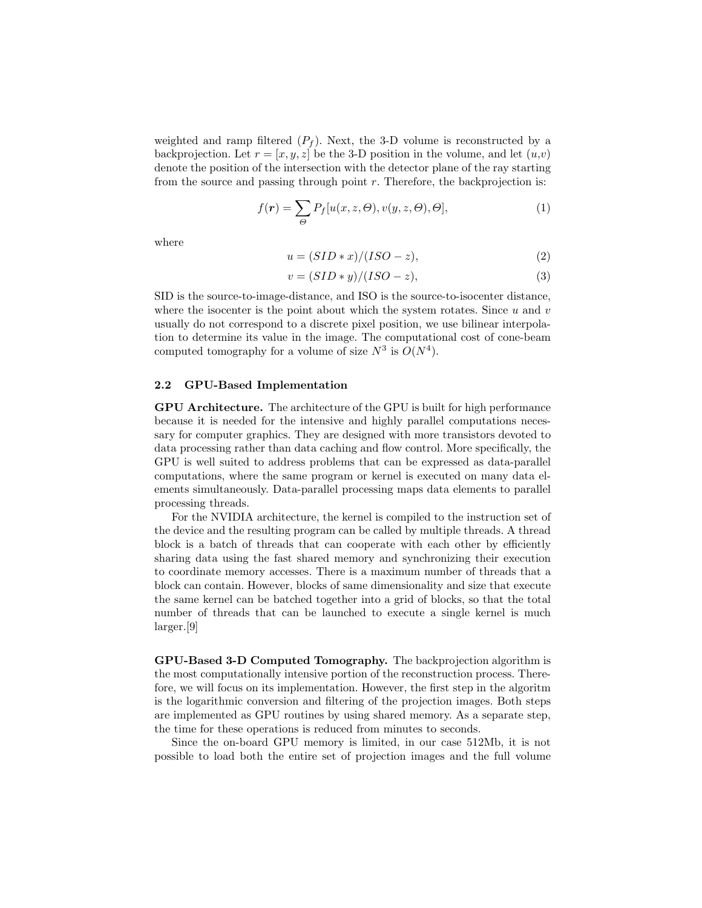weighted and ramp filtered ($P_f$). Next, the 3-D volume is reconstructed by a backprojection. Let $r = [x, y, z]$ be the 3-D position in the volume, and let ($u$,$v$) denote the position of the intersection with the detector plane of the ray starting from the source and passing through point $r$. Therefore, the backprojection is:

$$f(\boldsymbol{r}) = \sum_{\Theta} P_f[u(x, z, \Theta), v(y, z, \Theta), \Theta], \tag{1}$$

where

$$u = (SID * x)/(ISO - z), \tag{2}$$

$$v = (SID * y)/(ISO - z), \tag{3}$$

SID is the source-to-image-distance, and ISO is the source-to-isocenter distance, where the isocenter is the point about which the system rotates. Since $u$ and $v$ usually do not correspond to a discrete pixel position, we use bilinear interpolation to determine its value in the image. The computational cost of cone-beam computed tomography for a volume of size $N^3$ is $O(N^4)$.

### 2.2 GPU-Based Implementation

**GPU Architecture.** The architecture of the GPU is built for high performance because it is needed for the intensive and highly parallel computations necessary for computer graphics. They are designed with more transistors devoted to data processing rather than data caching and flow control. More specifically, the GPU is well suited to address problems that can be expressed as data-parallel computations, where the same program or kernel is executed on many data elements simultaneously. Data-parallel processing maps data elements to parallel processing threads.

For the NVIDIA architecture, the kernel is compiled to the instruction set of the device and the resulting program can be called by multiple threads. A thread block is a batch of threads that can cooperate with each other by efficiently sharing data using the fast shared memory and synchronizing their execution to coordinate memory accesses. There is a maximum number of threads that a block can contain. However, blocks of same dimensionality and size that execute the same kernel can be batched together into a grid of blocks, so that the total number of threads that can be launched to execute a single kernel is much larger.[9]

**GPU-Based 3-D Computed Tomography.** The backprojection algorithm is the most computationally intensive portion of the reconstruction process. Therefore, we will focus on its implementation. However, the first step in the algoritm is the logarithmic conversion and filtering of the projection images. Both steps are implemented as GPU routines by using shared memory. As a separate step, the time for these operations is reduced from minutes to seconds.

Since the on-board GPU memory is limited, in our case 512Mb, it is not possible to load both the entire set of projection images and the full volume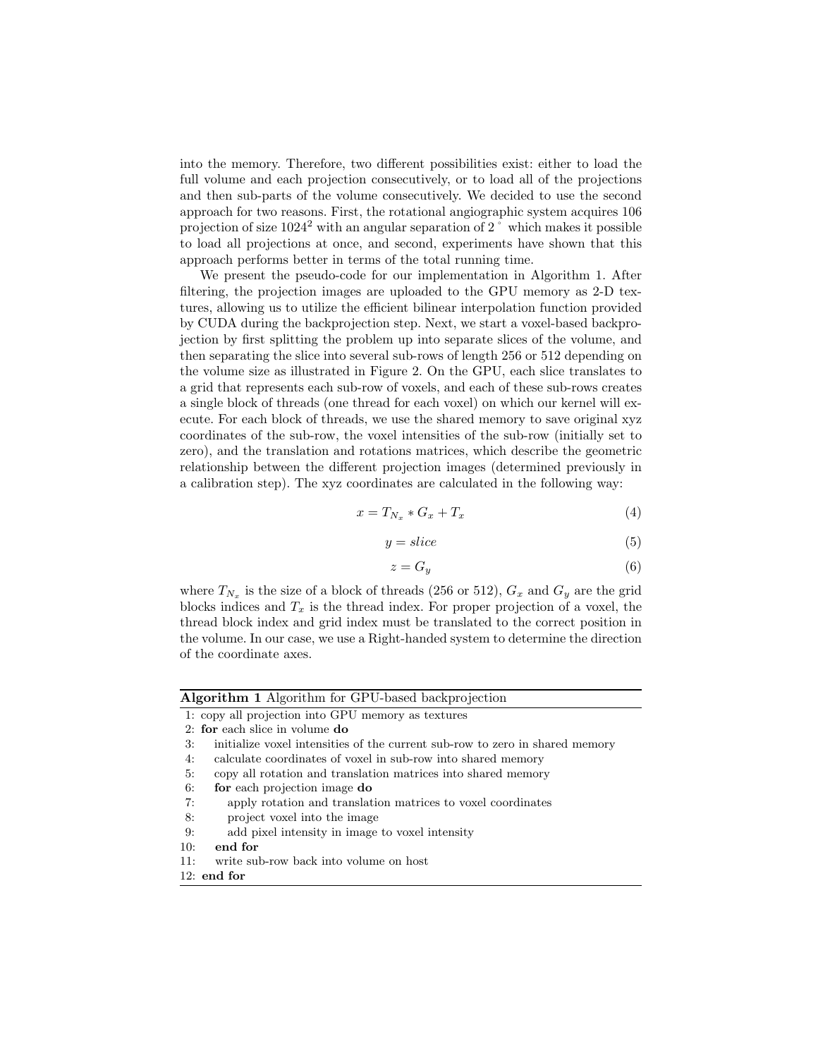into the memory. Therefore, two different possibilities exist: either to load the full volume and each projection consecutively, or to load all of the projections and then sub-parts of the volume consecutively. We decided to use the second approach for two reasons. First, the rotational angiographic system acquires 106 projection of size $1024^2$ with an angular separation of $2^\circ$ which makes it possible to load all projections at once, and second, experiments have shown that this approach performs better in terms of the total running time.

We present the pseudo-code for our implementation in Algorithm 1. After filtering, the projection images are uploaded to the GPU memory as 2-D textures, allowing us to utilize the efficient bilinear interpolation function provided by CUDA during the backprojection step. Next, we start a voxel-based backprojection by first splitting the problem up into separate slices of the volume, and then separating the slice into several sub-rows of length 256 or 512 depending on the volume size as illustrated in Figure 2. On the GPU, each slice translates to a grid that represents each sub-row of voxels, and each of these sub-rows creates a single block of threads (one thread for each voxel) on which our kernel will execute. For each block of threads, we use the shared memory to save original xyz coordinates of the sub-row, the voxel intensities of the sub-row (initially set to zero), and the translation and rotations matrices, which describe the geometric relationship between the different projection images (determined previously in a calibration step). The xyz coordinates are calculated in the following way:

$$x = T_{N_x} * G_x + T_x \tag{4}$$

$$y = slice \tag{5}$$

$$z = G_y \tag{6}$$

where $T_{N_x}$ is the size of a block of threads (256 or 512), $G_x$ and $G_y$ are the grid blocks indices and $T_x$ is the thread index. For proper projection of a voxel, the thread block index and grid index must be translated to the correct position in the volume. In our case, we use a Right-handed system to determine the direction of the coordinate axes.

**Algorithm 1** Algorithm for GPU-based backprojection

```
1: copy all projection into GPU memory as textures
2: for each slice in volume do
3:    initialize voxel intensities of the current sub-row to zero in shared memory
4:    calculate coordinates of voxel in sub-row into shared memory
5:    copy all rotation and translation matrices into shared memory
6:    for each projection image do
7:       apply rotation and translation matrices to voxel coordinates
8:       project voxel into the image
9:       add pixel intensity in image to voxel intensity
10:   end for
11:   write sub-row back into volume on host
12: end for
```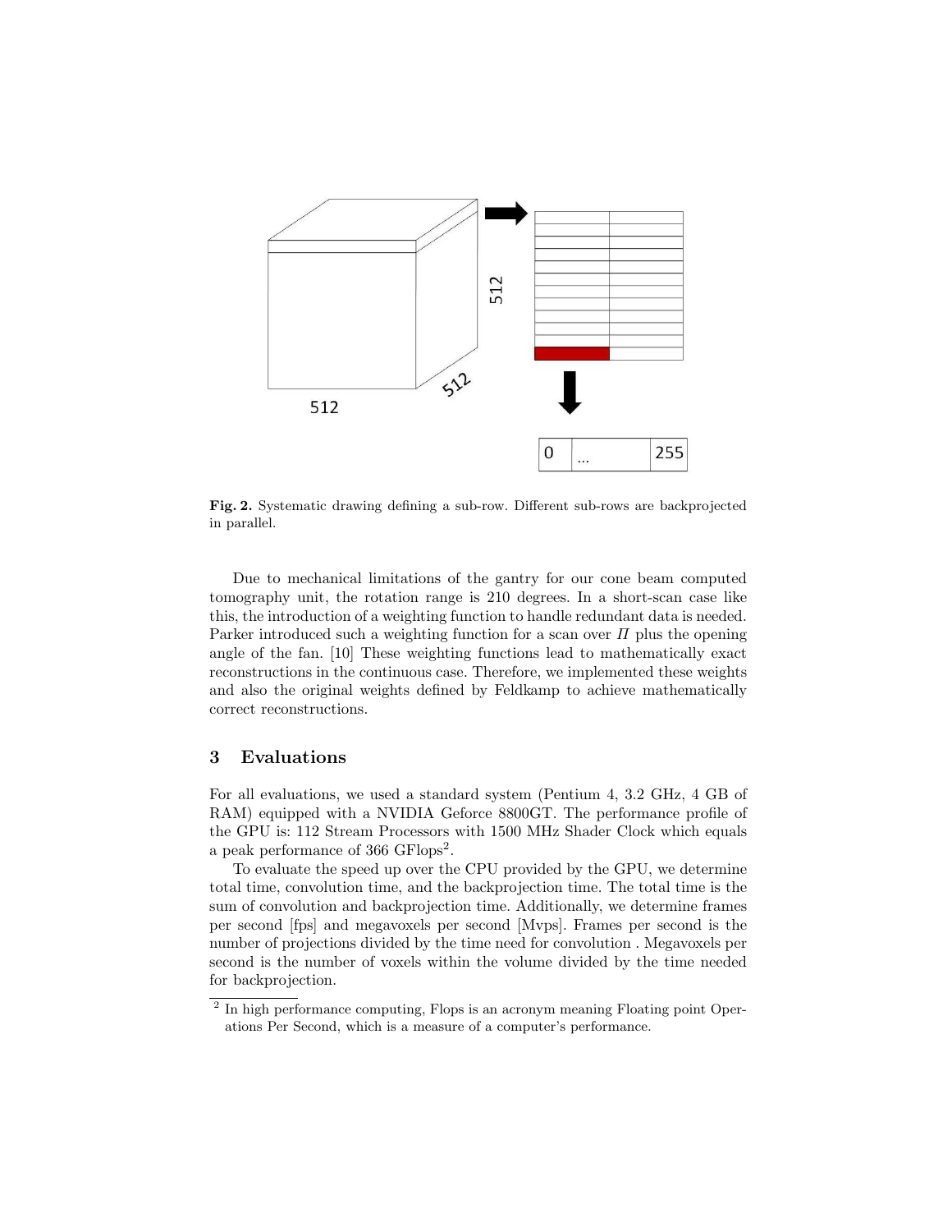Fig. 2. Systematic drawing defining a sub-row. Different sub-rows are backprojected in parallel.

Due to mechanical limitations of the gantry for our cone beam computed tomography unit, the rotation range is 210 degrees. In a short-scan case like this, the introduction of a weighting function to handle redundant data is needed. Parker introduced such a weighting function for a scan over $\Pi$ plus the opening angle of the fan. [10] These weighting functions lead to mathematically exact reconstructions in the continuous case. Therefore, we implemented these weights and also the original weights defined by Feldkamp to achieve mathematically correct reconstructions.

## 3 Evaluations

For all evaluations, we used a standard system (Pentium 4, 3.2 GHz, 4 GB of RAM) equipped with a NVIDIA Geforce 8800GT. The performance profile of the GPU is: 112 Stream Processors with 1500 MHz Shader Clock which equals a peak performance of 366 GFlops[2].

To evaluate the speed up over the CPU provided by the GPU, we determine total time, convolution time, and the backprojection time. The total time is the sum of convolution and backprojection time. Additionally, we determine frames per second [fps] and megavoxels per second [Mvps]. Frames per second is the number of projections divided by the time need for convolution . Megavoxels per second is the number of voxels within the volume divided by the time needed for backprojection.

[2] In high performance computing, Flops is an acronym meaning Floating point Operations Per Second, which is a measure of a computer's performance.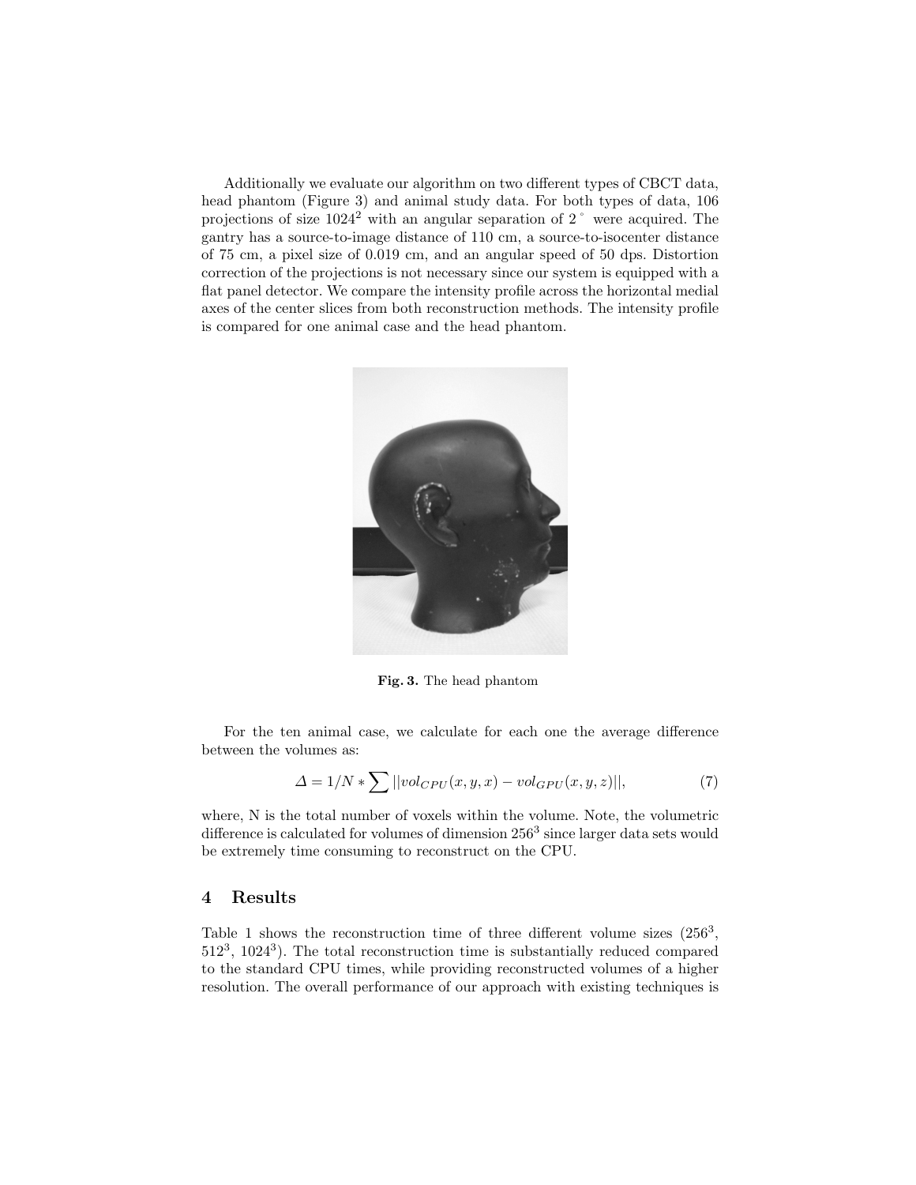Additionally we evaluate our algorithm on two different types of CBCT data, head phantom (Figure 3) and animal study data. For both types of data, 106 projections of size $1024^2$ with an angular separation of $2^\circ$ were acquired. The gantry has a source-to-image distance of 110 cm, a source-to-isocenter distance of 75 cm, a pixel size of 0.019 cm, and an angular speed of 50 dps. Distortion correction of the projections is not necessary since our system is equipped with a flat panel detector. We compare the intensity profile across the horizontal medial axes of the center slices from both reconstruction methods. The intensity profile is compared for one animal case and the head phantom.

**Fig. 3.** The head phantom

For the ten animal case, we calculate for each one the average difference between the volumes as:

$$\Delta = 1/N * \sum ||vol_{CPU}(x, y, x) - vol_{GPU}(x, y, z)||, \tag{7}$$

where, N is the total number of voxels within the volume. Note, the volumetric difference is calculated for volumes of dimension $256^3$ since larger data sets would be extremely time consuming to reconstruct on the CPU.

## 4 Results

Table 1 shows the reconstruction time of three different volume sizes ($256^3$, $512^3$, $1024^3$). The total reconstruction time is substantially reduced compared to the standard CPU times, while providing reconstructed volumes of a higher resolution. The overall performance of our approach with existing techniques is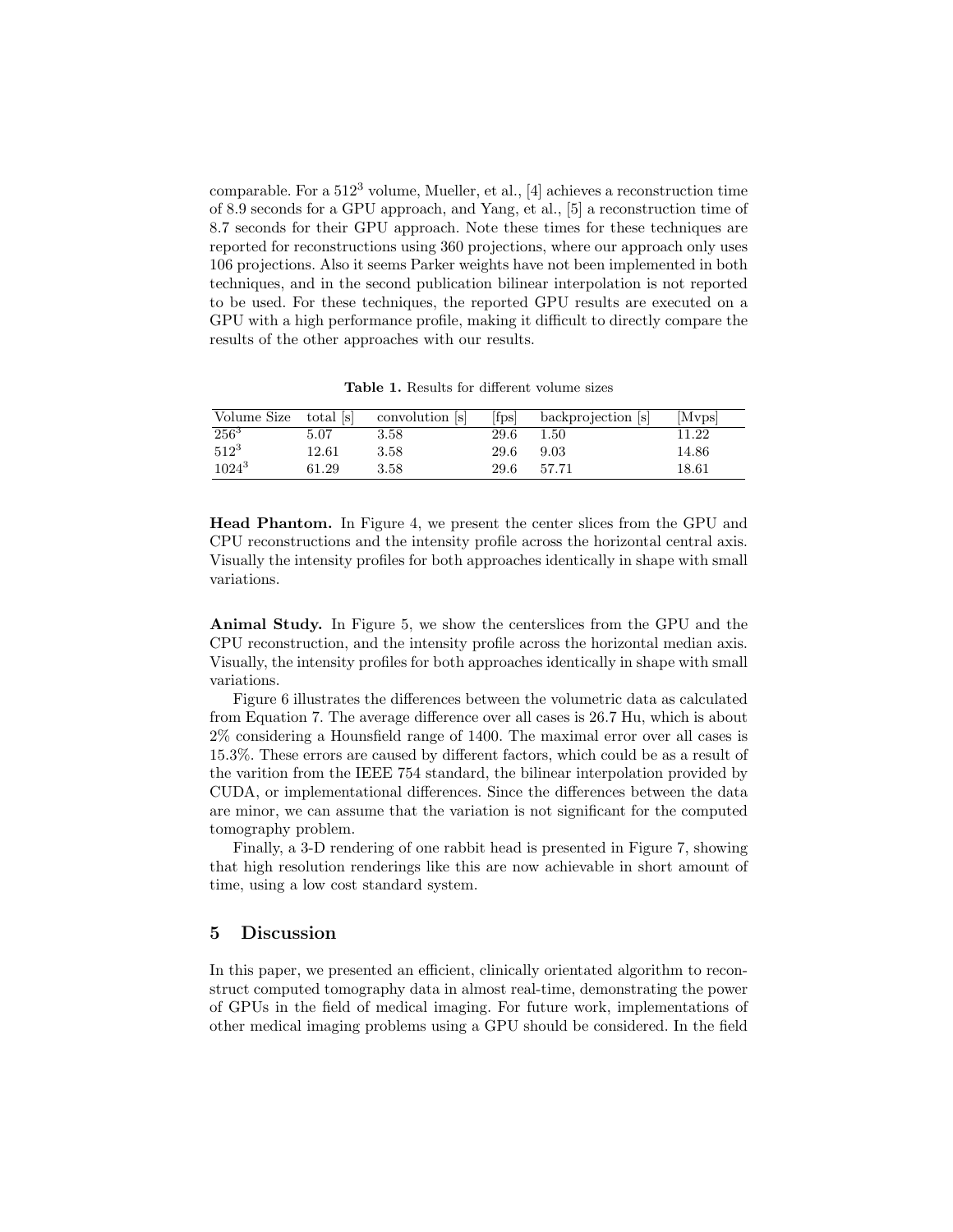comparable. For a $512^3$ volume, Mueller, et al., [4] achieves a reconstruction time of 8.9 seconds for a GPU approach, and Yang, et al., [5] a reconstruction time of 8.7 seconds for their GPU approach. Note these times for these techniques are reported for reconstructions using 360 projections, where our approach only uses 106 projections. Also it seems Parker weights have not been implemented in both techniques, and in the second publication bilinear interpolation is not reported to be used. For these techniques, the reported GPU results are executed on a GPU with a high performance profile, making it difficult to directly compare the results of the other approaches with our results.

**Table 1.** Results for different volume sizes

| Volume Size | total [s] | convolution [s] | [fps] | backprojection [s] | [Mvps] |
|---|---|---|---|---|---|
| $256^3$ | 5.07 | 3.58 | 29.6 | 1.50 | 11.22 |
| $512^3$ | 12.61 | 3.58 | 29.6 | 9.03 | 14.86 |
| $1024^3$ | 61.29 | 3.58 | 29.6 | 57.71 | 18.61 |

**Head Phantom.** In Figure 4, we present the center slices from the GPU and CPU reconstructions and the intensity profile across the horizontal central axis. Visually the intensity profiles for both approaches identically in shape with small variations.

**Animal Study.** In Figure 5, we show the centerslices from the GPU and the CPU reconstruction, and the intensity profile across the horizontal median axis. Visually, the intensity profiles for both approaches identically in shape with small variations.

Figure 6 illustrates the differences between the volumetric data as calculated from Equation 7. The average difference over all cases is 26.7 Hu, which is about 2% considering a Hounsfield range of 1400. The maximal error over all cases is 15.3%. These errors are caused by different factors, which could be as a result of the varition from the IEEE 754 standard, the bilinear interpolation provided by CUDA, or implementational differences. Since the differences between the data are minor, we can assume that the variation is not significant for the computed tomography problem.

Finally, a 3-D rendering of one rabbit head is presented in Figure 7, showing that high resolution renderings like this are now achievable in short amount of time, using a low cost standard system.

## 5 Discussion

In this paper, we presented an efficient, clinically orientated algorithm to reconstruct computed tomography data in almost real-time, demonstrating the power of GPUs in the field of medical imaging. For future work, implementations of other medical imaging problems using a GPU should be considered. In the field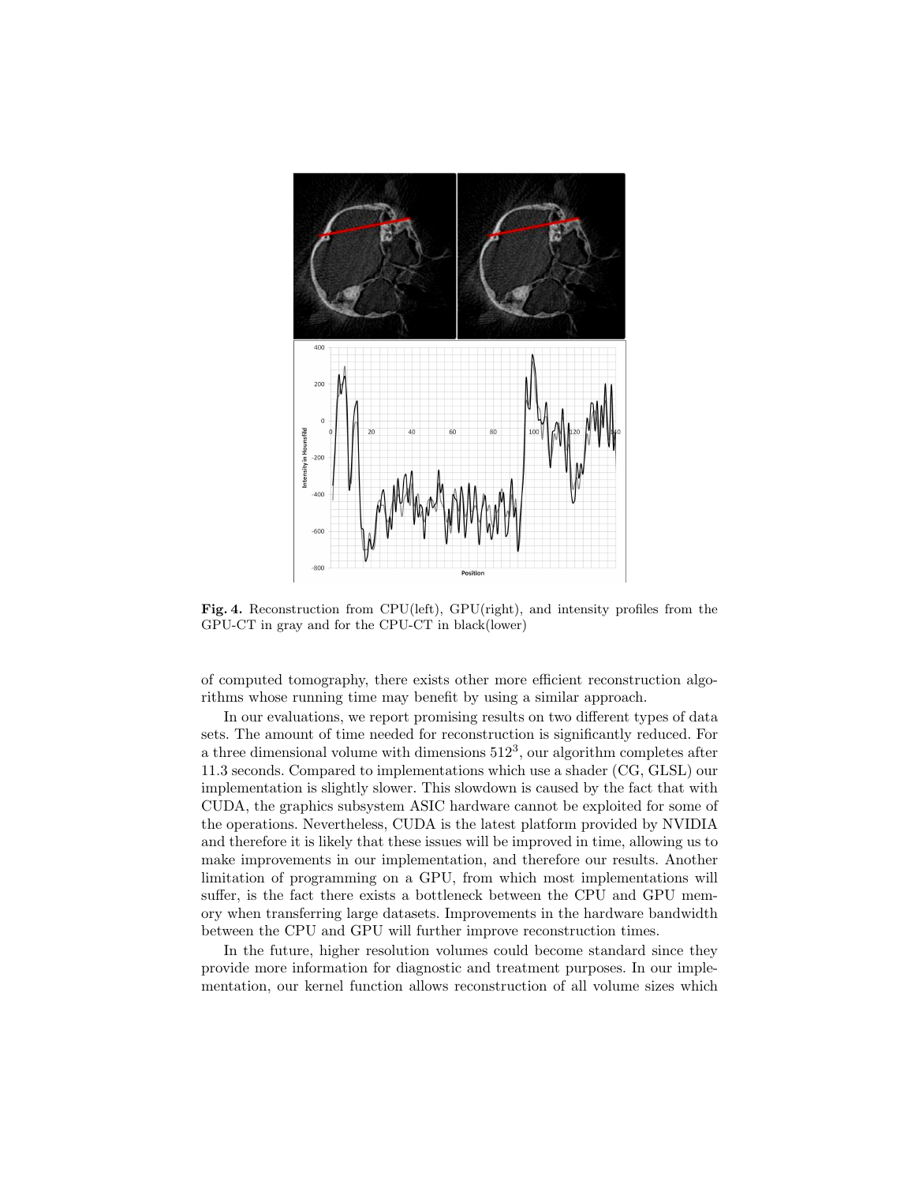**Fig. 4.** Reconstruction from CPU(left), GPU(right), and intensity profiles from the GPU-CT in gray and for the CPU-CT in black(lower)

of computed tomography, there exists other more efficient reconstruction algorithms whose running time may benefit by using a similar approach.

In our evaluations, we report promising results on two different types of data sets. The amount of time needed for reconstruction is significantly reduced. For a three dimensional volume with dimensions $512^3$, our algorithm completes after 11.3 seconds. Compared to implementations which use a shader (CG, GLSL) our implementation is slightly slower. This slowdown is caused by the fact that with CUDA, the graphics subsystem ASIC hardware cannot be exploited for some of the operations. Nevertheless, CUDA is the latest platform provided by NVIDIA and therefore it is likely that these issues will be improved in time, allowing us to make improvements in our implementation, and therefore our results. Another limitation of programming on a GPU, from which most implementations will suffer, is the fact there exists a bottleneck between the CPU and GPU memory when transferring large datasets. Improvements in the hardware bandwidth between the CPU and GPU will further improve reconstruction times.

In the future, higher resolution volumes could become standard since they provide more information for diagnostic and treatment purposes. In our implementation, our kernel function allows reconstruction of all volume sizes which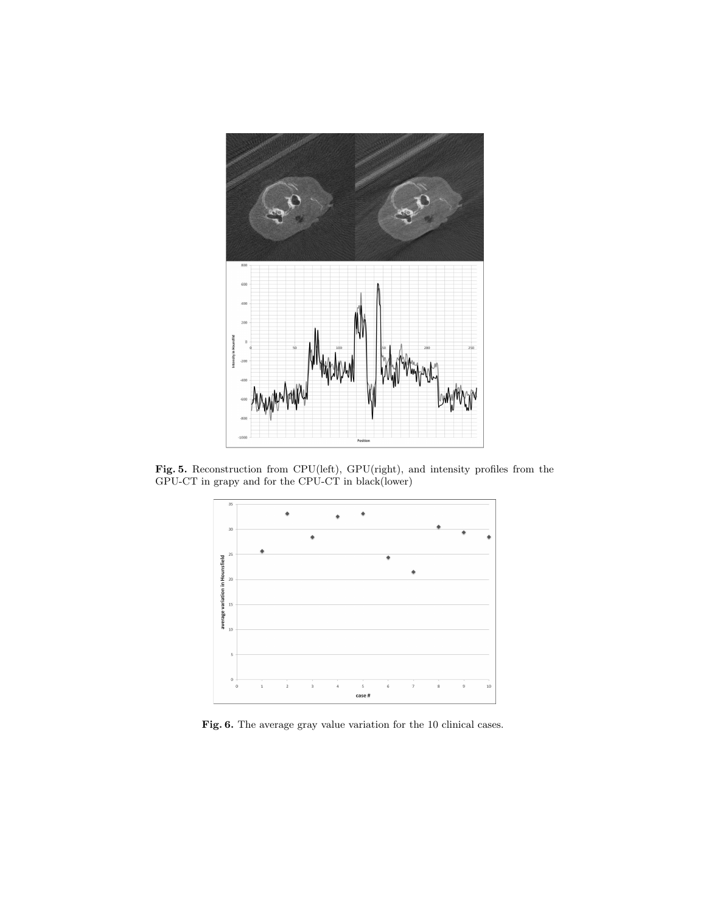**Fig. 5.** Reconstruction from CPU(left), GPU(right), and intensity profiles from the GPU-CT in grapy and for the CPU-CT in black(lower)

**Fig. 6.** The average gray value variation for the 10 clinical cases.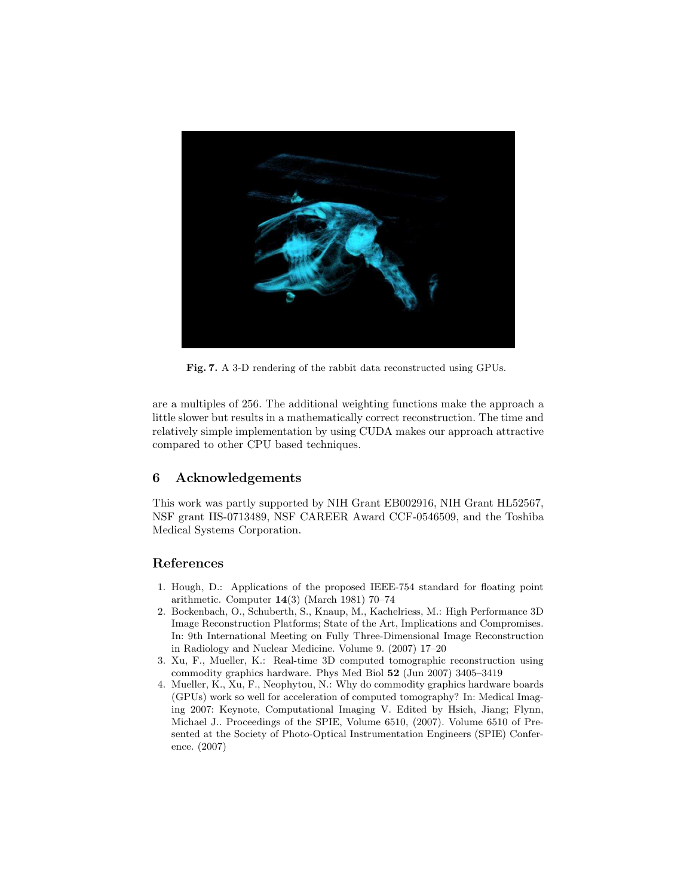Fig. 7. A 3-D rendering of the rabbit data reconstructed using GPUs.

are a multiples of 256. The additional weighting functions make the approach a little slower but results in a mathematically correct reconstruction. The time and relatively simple implementation by using CUDA makes our approach attractive compared to other CPU based techniques.

## 6 Acknowledgements

This work was partly supported by NIH Grant EB002916, NIH Grant HL52567, NSF grant IIS-0713489, NSF CAREER Award CCF-0546509, and the Toshiba Medical Systems Corporation.

## References

1. Hough, D.: Applications of the proposed IEEE-754 standard for floating point arithmetic. Computer **14**(3) (March 1981) 70–74
2. Bockenbach, O., Schuberth, S., Knaup, M., Kachelriess, M.: High Performance 3D Image Reconstruction Platforms; State of the Art, Implications and Compromises. In: 9th International Meeting on Fully Three-Dimensional Image Reconstruction in Radiology and Nuclear Medicine. Volume 9. (2007) 17–20
3. Xu, F., Mueller, K.: Real-time 3D computed tomographic reconstruction using commodity graphics hardware. Phys Med Biol **52** (Jun 2007) 3405–3419
4. Mueller, K., Xu, F., Neophytou, N.: Why do commodity graphics hardware boards (GPUs) work so well for acceleration of computed tomography? In: Medical Imaging 2007: Keynote, Computational Imaging V. Edited by Hsieh, Jiang; Flynn, Michael J.. Proceedings of the SPIE, Volume 6510, (2007). Volume 6510 of Presented at the Society of Photo-Optical Instrumentation Engineers (SPIE) Conference. (2007)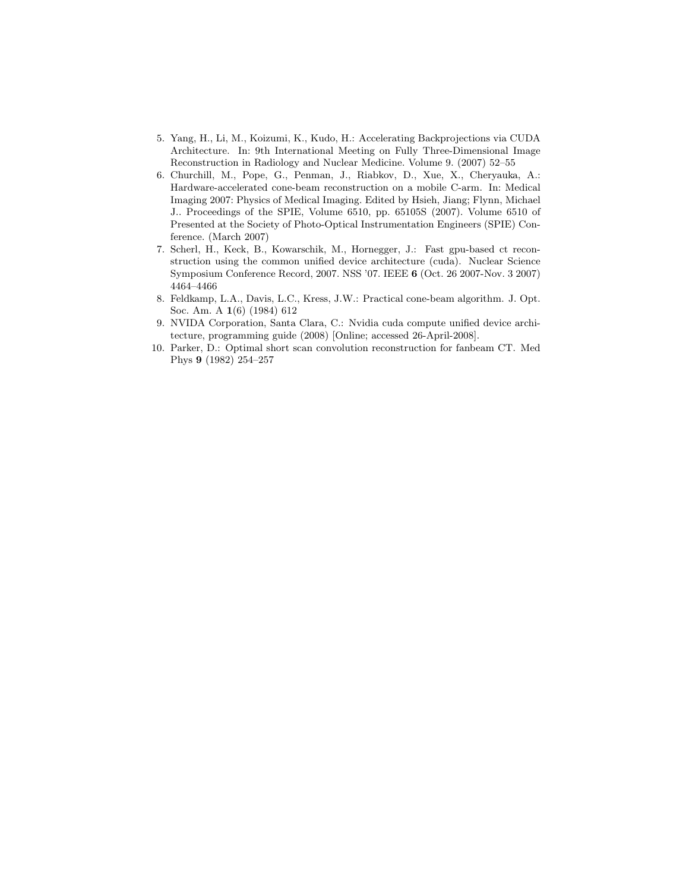5. Yang, H., Li, M., Koizumi, K., Kudo, H.: Accelerating Backprojections via CUDA Architecture. In: 9th International Meeting on Fully Three-Dimensional Image Reconstruction in Radiology and Nuclear Medicine. Volume 9. (2007) 52–55
6. Churchill, M., Pope, G., Penman, J., Riabkov, D., Xue, X., Cheryauka, A.: Hardware-accelerated cone-beam reconstruction on a mobile C-arm. In: Medical Imaging 2007: Physics of Medical Imaging. Edited by Hsieh, Jiang; Flynn, Michael J.. Proceedings of the SPIE, Volume 6510, pp. 65105S (2007). Volume 6510 of Presented at the Society of Photo-Optical Instrumentation Engineers (SPIE) Conference. (March 2007)
7. Scherl, H., Keck, B., Kowarschik, M., Hornegger, J.: Fast gpu-based ct reconstruction using the common unified device architecture (cuda). Nuclear Science Symposium Conference Record, 2007. NSS '07. IEEE **6** (Oct. 26 2007-Nov. 3 2007) 4464–4466
8. Feldkamp, L.A., Davis, L.C., Kress, J.W.: Practical cone-beam algorithm. J. Opt. Soc. Am. A **1**(6) (1984) 612
9. NVIDA Corporation, Santa Clara, C.: Nvidia cuda compute unified device architecture, programming guide (2008) [Online; accessed 26-April-2008].
10. Parker, D.: Optimal short scan convolution reconstruction for fanbeam CT. Med Phys **9** (1982) 254–257